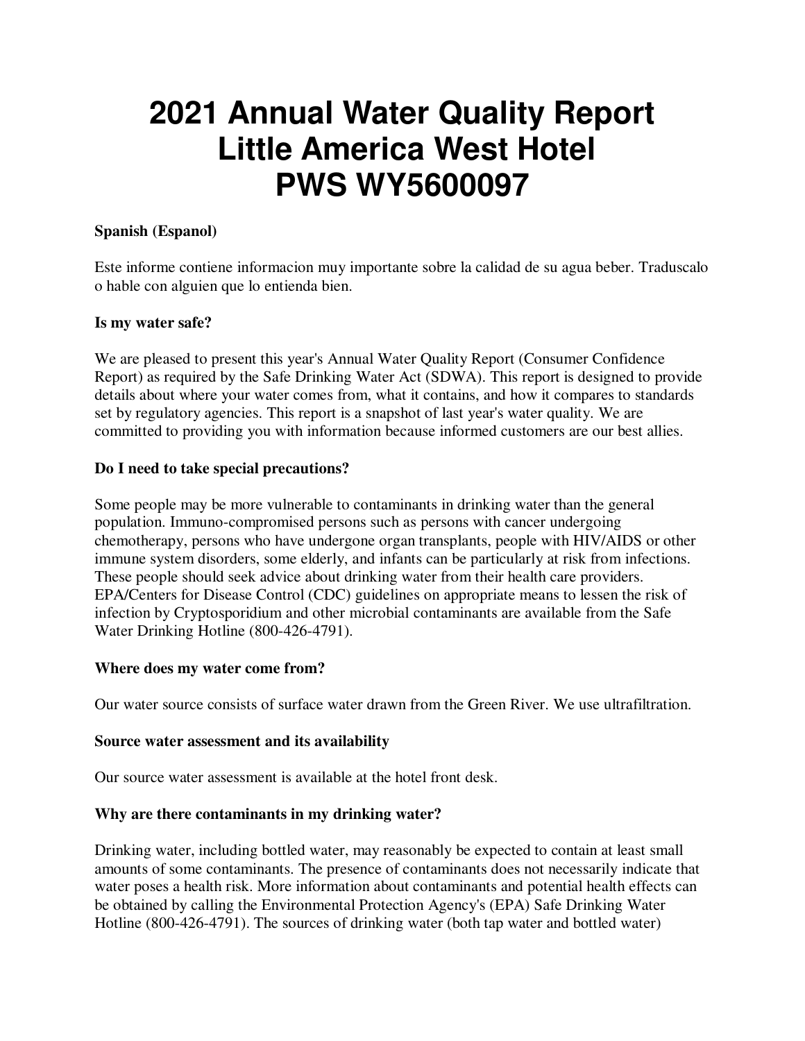# 2021 Annual Water Quality Report
# Little America West Hotel
# PWS WY5600097

**Spanish (Espanol)**

Este informe contiene informacion muy importante sobre la calidad de su agua beber. Traduscalo o hable con alguien que lo entienda bien.

**Is my water safe?**

We are pleased to present this year's Annual Water Quality Report (Consumer Confidence Report) as required by the Safe Drinking Water Act (SDWA). This report is designed to provide details about where your water comes from, what it contains, and how it compares to standards set by regulatory agencies. This report is a snapshot of last year's water quality. We are committed to providing you with information because informed customers are our best allies.

**Do I need to take special precautions?**

Some people may be more vulnerable to contaminants in drinking water than the general population. Immuno-compromised persons such as persons with cancer undergoing chemotherapy, persons who have undergone organ transplants, people with HIV/AIDS or other immune system disorders, some elderly, and infants can be particularly at risk from infections. These people should seek advice about drinking water from their health care providers. EPA/Centers for Disease Control (CDC) guidelines on appropriate means to lessen the risk of infection by Cryptosporidium and other microbial contaminants are available from the Safe Water Drinking Hotline (800-426-4791).

**Where does my water come from?**

Our water source consists of surface water drawn from the Green River. We use ultrafiltration.

**Source water assessment and its availability**

Our source water assessment is available at the hotel front desk.

**Why are there contaminants in my drinking water?**

Drinking water, including bottled water, may reasonably be expected to contain at least small amounts of some contaminants. The presence of contaminants does not necessarily indicate that water poses a health risk. More information about contaminants and potential health effects can be obtained by calling the Environmental Protection Agency's (EPA) Safe Drinking Water Hotline (800-426-4791). The sources of drinking water (both tap water and bottled water)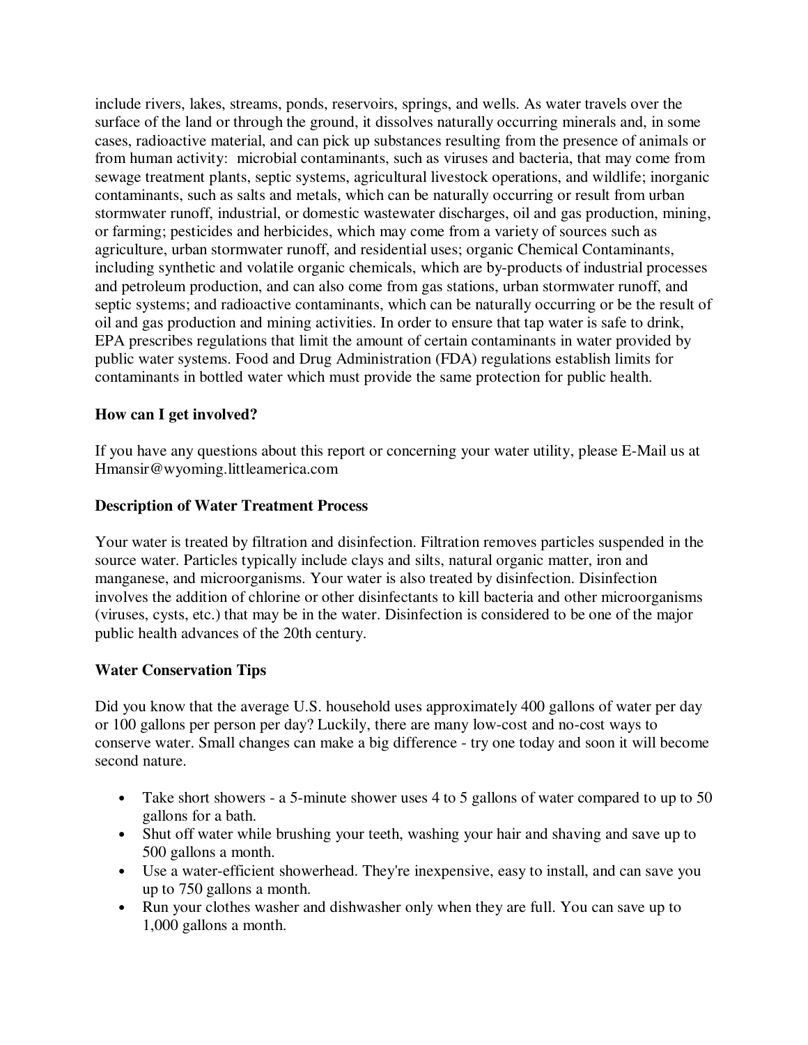include rivers, lakes, streams, ponds, reservoirs, springs, and wells. As water travels over the surface of the land or through the ground, it dissolves naturally occurring minerals and, in some cases, radioactive material, and can pick up substances resulting from the presence of animals or from human activity: microbial contaminants, such as viruses and bacteria, that may come from sewage treatment plants, septic systems, agricultural livestock operations, and wildlife; inorganic contaminants, such as salts and metals, which can be naturally occurring or result from urban stormwater runoff, industrial, or domestic wastewater discharges, oil and gas production, mining, or farming; pesticides and herbicides, which may come from a variety of sources such as agriculture, urban stormwater runoff, and residential uses; organic Chemical Contaminants, including synthetic and volatile organic chemicals, which are by-products of industrial processes and petroleum production, and can also come from gas stations, urban stormwater runoff, and septic systems; and radioactive contaminants, which can be naturally occurring or be the result of oil and gas production and mining activities. In order to ensure that tap water is safe to drink, EPA prescribes regulations that limit the amount of certain contaminants in water provided by public water systems. Food and Drug Administration (FDA) regulations establish limits for contaminants in bottled water which must provide the same protection for public health.

**How can I get involved?**

If you have any questions about this report or concerning your water utility, please E-Mail us at Hmansir@wyoming.littleamerica.com

**Description of Water Treatment Process**

Your water is treated by filtration and disinfection. Filtration removes particles suspended in the source water. Particles typically include clays and silts, natural organic matter, iron and manganese, and microorganisms. Your water is also treated by disinfection. Disinfection involves the addition of chlorine or other disinfectants to kill bacteria and other microorganisms (viruses, cysts, etc.) that may be in the water. Disinfection is considered to be one of the major public health advances of the 20th century.

**Water Conservation Tips**

Did you know that the average U.S. household uses approximately 400 gallons of water per day or 100 gallons per person per day? Luckily, there are many low-cost and no-cost ways to conserve water. Small changes can make a big difference - try one today and soon it will become second nature.

- Take short showers - a 5-minute shower uses 4 to 5 gallons of water compared to up to 50 gallons for a bath.
- Shut off water while brushing your teeth, washing your hair and shaving and save up to 500 gallons a month.
- Use a water-efficient showerhead. They're inexpensive, easy to install, and can save you up to 750 gallons a month.
- Run your clothes washer and dishwasher only when they are full. You can save up to 1,000 gallons a month.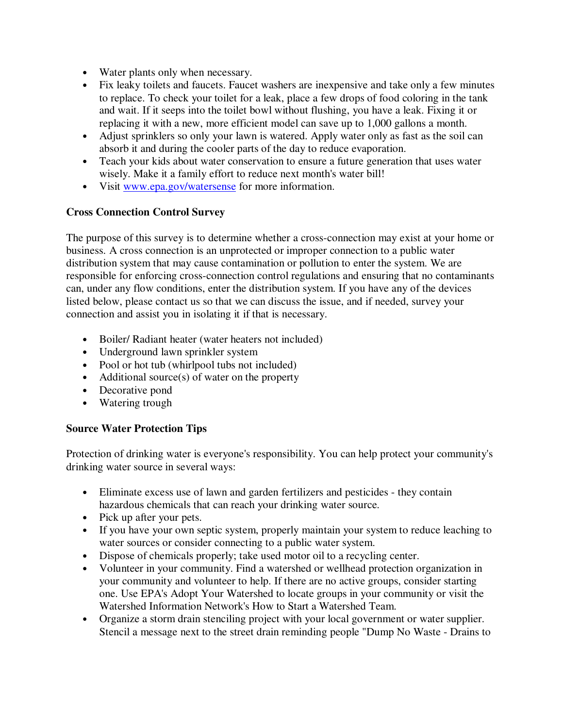- Water plants only when necessary.
- Fix leaky toilets and faucets. Faucet washers are inexpensive and take only a few minutes to replace. To check your toilet for a leak, place a few drops of food coloring in the tank and wait. If it seeps into the toilet bowl without flushing, you have a leak. Fixing it or replacing it with a new, more efficient model can save up to 1,000 gallons a month.
- Adjust sprinklers so only your lawn is watered. Apply water only as fast as the soil can absorb it and during the cooler parts of the day to reduce evaporation.
- Teach your kids about water conservation to ensure a future generation that uses water wisely. Make it a family effort to reduce next month's water bill!
- Visit [www.epa.gov/watersense](http://www.epa.gov/watersense) for more information.

**Cross Connection Control Survey**

The purpose of this survey is to determine whether a cross-connection may exist at your home or business. A cross connection is an unprotected or improper connection to a public water distribution system that may cause contamination or pollution to enter the system. We are responsible for enforcing cross-connection control regulations and ensuring that no contaminants can, under any flow conditions, enter the distribution system. If you have any of the devices listed below, please contact us so that we can discuss the issue, and if needed, survey your connection and assist you in isolating it if that is necessary.

- Boiler/ Radiant heater (water heaters not included)
- Underground lawn sprinkler system
- Pool or hot tub (whirlpool tubs not included)
- Additional source(s) of water on the property
- Decorative pond
- Watering trough

**Source Water Protection Tips**

Protection of drinking water is everyone's responsibility. You can help protect your community's drinking water source in several ways:

- Eliminate excess use of lawn and garden fertilizers and pesticides - they contain hazardous chemicals that can reach your drinking water source.
- Pick up after your pets.
- If you have your own septic system, properly maintain your system to reduce leaching to water sources or consider connecting to a public water system.
- Dispose of chemicals properly; take used motor oil to a recycling center.
- Volunteer in your community. Find a watershed or wellhead protection organization in your community and volunteer to help. If there are no active groups, consider starting one. Use EPA's Adopt Your Watershed to locate groups in your community or visit the Watershed Information Network's How to Start a Watershed Team.
- Organize a storm drain stenciling project with your local government or water supplier. Stencil a message next to the street drain reminding people "Dump No Waste - Drains to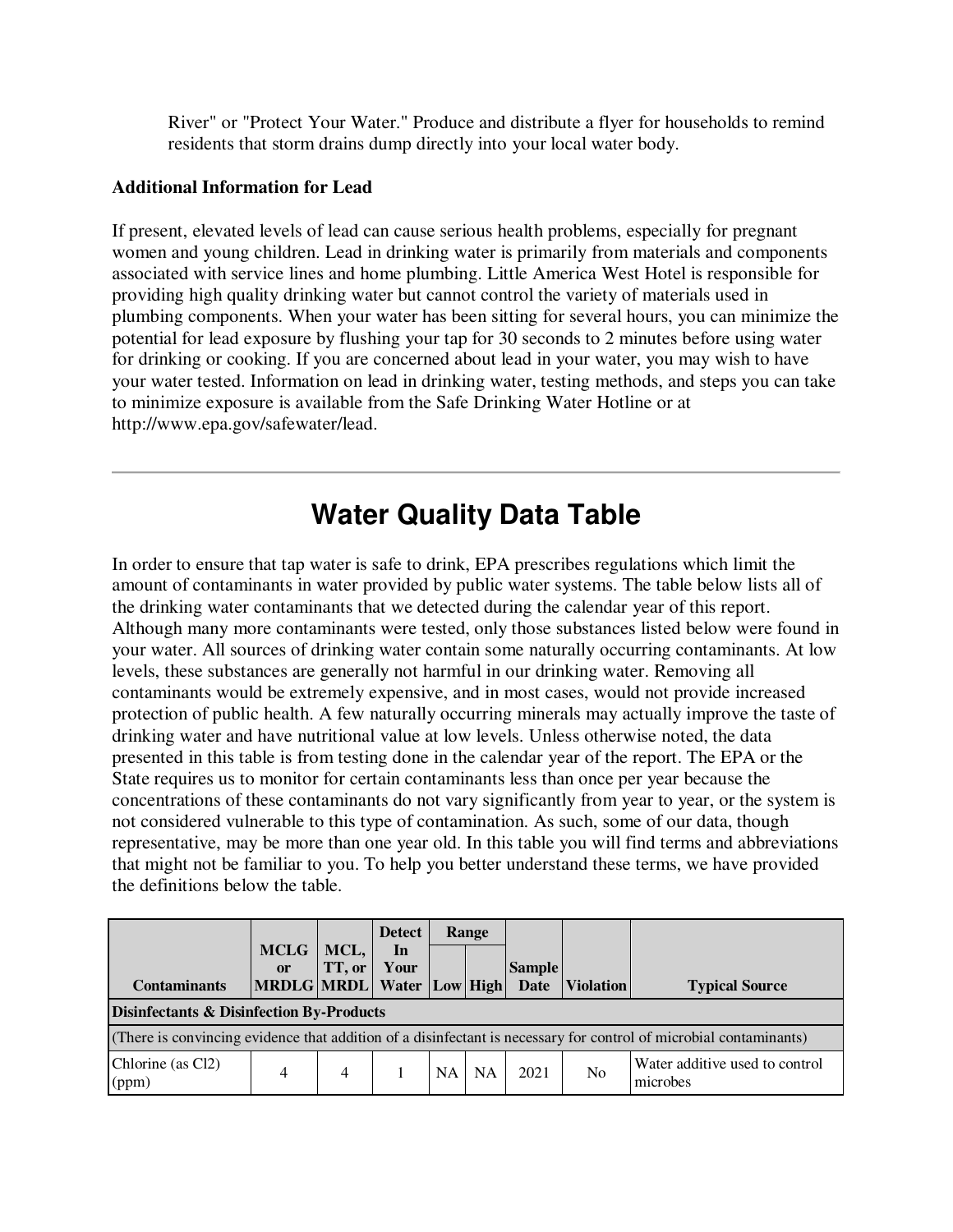River" or "Protect Your Water." Produce and distribute a flyer for households to remind residents that storm drains dump directly into your local water body.

**Additional Information for Lead**

If present, elevated levels of lead can cause serious health problems, especially for pregnant women and young children. Lead in drinking water is primarily from materials and components associated with service lines and home plumbing. Little America West Hotel is responsible for providing high quality drinking water but cannot control the variety of materials used in plumbing components. When your water has been sitting for several hours, you can minimize the potential for lead exposure by flushing your tap for 30 seconds to 2 minutes before using water for drinking or cooking. If you are concerned about lead in your water, you may wish to have your water tested. Information on lead in drinking water, testing methods, and steps you can take to minimize exposure is available from the Safe Drinking Water Hotline or at http://www.epa.gov/safewater/lead.

---

# Water Quality Data Table

In order to ensure that tap water is safe to drink, EPA prescribes regulations which limit the amount of contaminants in water provided by public water systems. The table below lists all of the drinking water contaminants that we detected during the calendar year of this report. Although many more contaminants were tested, only those substances listed below were found in your water. All sources of drinking water contain some naturally occurring contaminants. At low levels, these substances are generally not harmful in our drinking water. Removing all contaminants would be extremely expensive, and in most cases, would not provide increased protection of public health. A few naturally occurring minerals may actually improve the taste of drinking water and have nutritional value at low levels. Unless otherwise noted, the data presented in this table is from testing done in the calendar year of the report. The EPA or the State requires us to monitor for certain contaminants less than once per year because the concentrations of these contaminants do not vary significantly from year to year, or the system is not considered vulnerable to this type of contamination. As such, some of our data, though representative, may be more than one year old. In this table you will find terms and abbreviations that might not be familiar to you. To help you better understand these terms, we have provided the definitions below the table.

| Contaminants | MCLG or MRDLG | MCL, TT, or MRDL | Detect In Your Water | Range | | Sample Date | Violation | Typical Source |
|---|---|---|---|---|---|---|---|---|
| | | | | Low | High | | | |
| **Disinfectants & Disinfection By-Products** | | | | | | | | |
| (There is convincing evidence that addition of a disinfectant is necessary for control of microbial contaminants) | | | | | | | | |
| Chlorine (as $Cl_2$) (ppm) | 4 | 4 | 1 | NA | NA | 2021 | No | Water additive used to control microbes |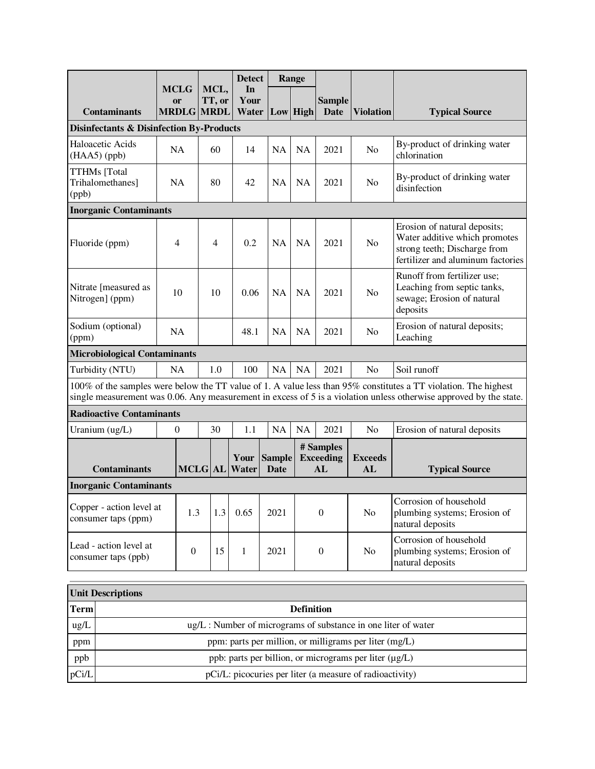| Contaminants | MCLG or MRDLG | MCL, TT, or MRDL | Detect In Your Water | Range Low | Range High | Sample Date | Violation | Typical Source |
|---|---|---|---|---|---|---|---|---|
| **Disinfectants & Disinfection By-Products** | | | | | | | | |
| Haloacetic Acids (HAA5) (ppb) | NA | 60 | 14 | NA | NA | 2021 | No | By-product of drinking water chlorination |
| TTHMs [Total Trihalomethanes] (ppb) | NA | 80 | 42 | NA | NA | 2021 | No | By-product of drinking water disinfection |
| **Inorganic Contaminants** | | | | | | | | |
| Fluoride (ppm) | 4 | 4 | 0.2 | NA | NA | 2021 | No | Erosion of natural deposits; Water additive which promotes strong teeth; Discharge from fertilizer and aluminum factories |
| Nitrate [measured as Nitrogen] (ppm) | 10 | 10 | 0.06 | NA | NA | 2021 | No | Runoff from fertilizer use; Leaching from septic tanks, sewage; Erosion of natural deposits |
| Sodium (optional) (ppm) | NA | | 48.1 | NA | NA | 2021 | No | Erosion of natural deposits; Leaching |
| **Microbiological Contaminants** | | | | | | | | |
| Turbidity (NTU) | NA | 1.0 | 100 | NA | NA | 2021 | No | Soil runoff |
| 100% of the samples were below the TT value of 1. A value less than 95% constitutes a TT violation. The highest single measurement was 0.06. Any measurement in excess of 5 is a violation unless otherwise approved by the state. | | | | | | | | |
| **Radioactive Contaminants** | | | | | | | | |
| Uranium (ug/L) | 0 | 30 | 1.1 | NA | NA | 2021 | No | Erosion of natural deposits |

| Contaminants | MCLG | AL | Your Water | Sample Date | # Samples Exceeding AL | Exceeds AL | Typical Source |
|---|---|---|---|---|---|---|---|
| **Inorganic Contaminants** | | | | | | | |
| Copper - action level at consumer taps (ppm) | 1.3 | 1.3 | 0.65 | 2021 | 0 | No | Corrosion of household plumbing systems; Erosion of natural deposits |
| Lead - action level at consumer taps (ppb) | 0 | 15 | 1 | 2021 | 0 | No | Corrosion of household plumbing systems; Erosion of natural deposits |

| Unit Descriptions | |
|---|---|
| **Term** | **Definition** |
| ug/L | ug/L : Number of micrograms of substance in one liter of water |
| ppm | ppm: parts per million, or milligrams per liter (mg/L) |
| ppb | ppb: parts per billion, or micrograms per liter (µg/L) |
| pCi/L | pCi/L: picocuries per liter (a measure of radioactivity) |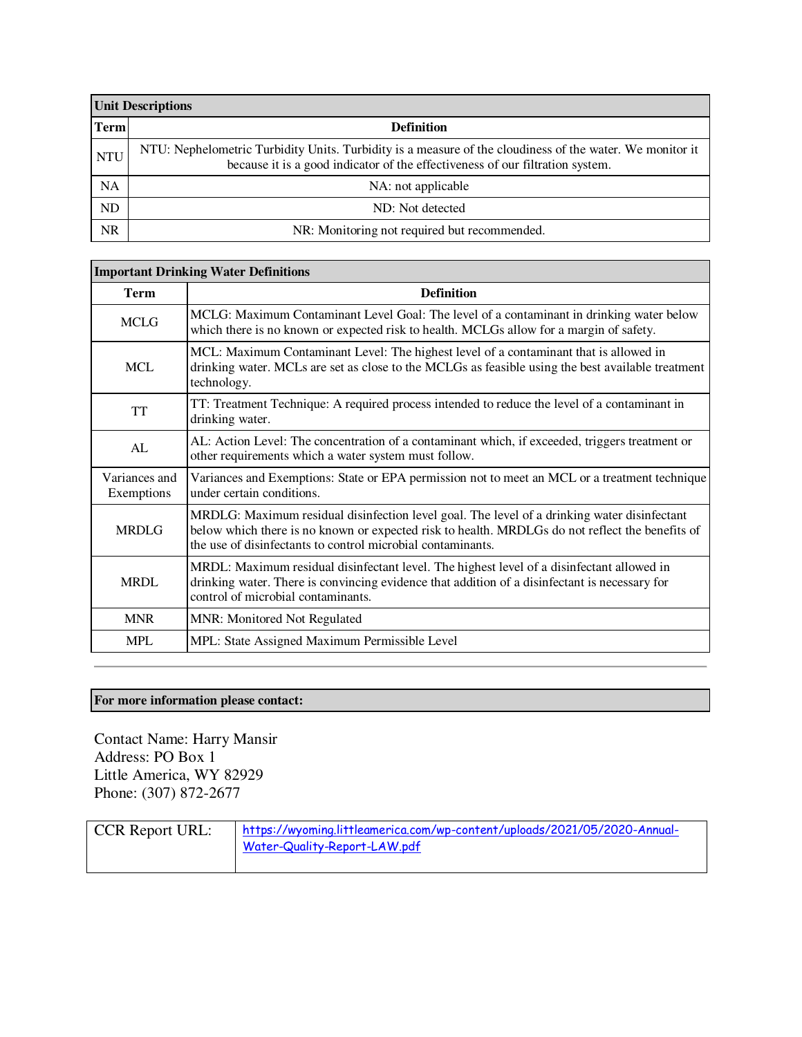| Unit Descriptions | |
|---|---|
| **Term** | **Definition** |
| NTU | NTU: Nephelometric Turbidity Units. Turbidity is a measure of the cloudiness of the water. We monitor it because it is a good indicator of the effectiveness of our filtration system. |
| NA | NA: not applicable |
| ND | ND: Not detected |
| NR | NR: Monitoring not required but recommended. |

| Important Drinking Water Definitions | |
|---|---|
| **Term** | **Definition** |
| MCLG | MCLG: Maximum Contaminant Level Goal: The level of a contaminant in drinking water below which there is no known or expected risk to health. MCLGs allow for a margin of safety. |
| MCL | MCL: Maximum Contaminant Level: The highest level of a contaminant that is allowed in drinking water. MCLs are set as close to the MCLGs as feasible using the best available treatment technology. |
| TT | TT: Treatment Technique: A required process intended to reduce the level of a contaminant in drinking water. |
| AL | AL: Action Level: The concentration of a contaminant which, if exceeded, triggers treatment or other requirements which a water system must follow. |
| Variances and Exemptions | Variances and Exemptions: State or EPA permission not to meet an MCL or a treatment technique under certain conditions. |
| MRDLG | MRDLG: Maximum residual disinfection level goal. The level of a drinking water disinfectant below which there is no known or expected risk to health. MRDLGs do not reflect the benefits of the use of disinfectants to control microbial contaminants. |
| MRDL | MRDL: Maximum residual disinfectant level. The highest level of a disinfectant allowed in drinking water. There is convincing evidence that addition of a disinfectant is necessary for control of microbial contaminants. |
| MNR | MNR: Monitored Not Regulated |
| MPL | MPL: State Assigned Maximum Permissible Level |

---

**For more information please contact:**

Contact Name: Harry Mansir  
Address: PO Box 1  
Little America, WY 82929  
Phone: (307) 872-2677

| | |
|---|---|
| CCR Report URL: | https://wyoming.littleamerica.com/wp-content/uploads/2021/05/2020-Annual-Water-Quality-Report-LAW.pdf |